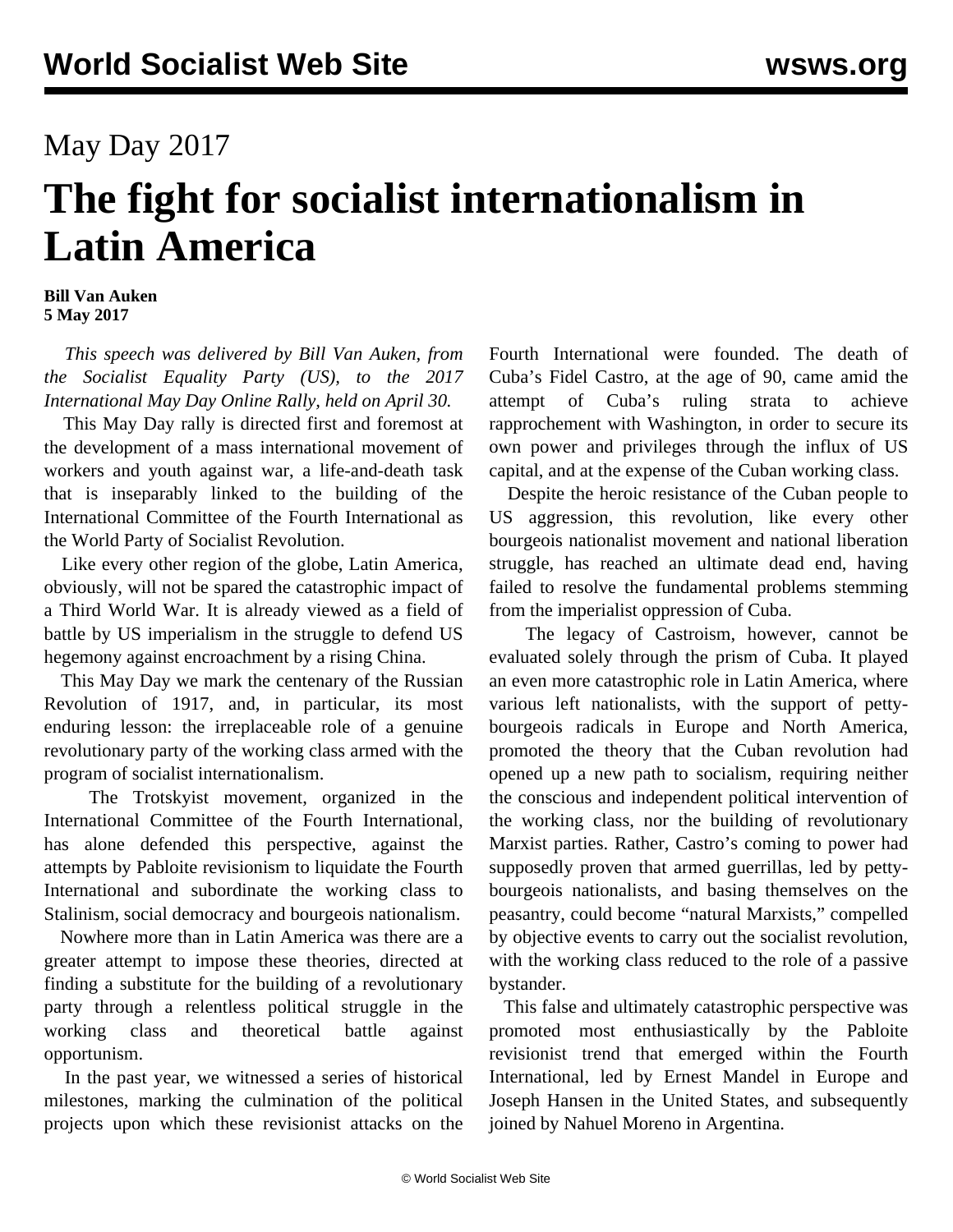May Day 2017

# The fight for socialist internationalism in Latin America

**Bill Van Auken**
**5 May 2017**

*This speech was delivered by Bill Van Auken, from the Socialist Equality Party (US), to the 2017 International May Day Online Rally, held on April 30.*

This May Day rally is directed first and foremost at the development of a mass international movement of workers and youth against war, a life-and-death task that is inseparably linked to the building of the International Committee of the Fourth International as the World Party of Socialist Revolution.

Like every other region of the globe, Latin America, obviously, will not be spared the catastrophic impact of a Third World War. It is already viewed as a field of battle by US imperialism in the struggle to defend US hegemony against encroachment by a rising China.

This May Day we mark the centenary of the Russian Revolution of 1917, and, in particular, its most enduring lesson: the irreplaceable role of a genuine revolutionary party of the working class armed with the program of socialist internationalism.

The Trotskyist movement, organized in the International Committee of the Fourth International, has alone defended this perspective, against the attempts by Pabloite revisionism to liquidate the Fourth International and subordinate the working class to Stalinism, social democracy and bourgeois nationalism.

Nowhere more than in Latin America was there are a greater attempt to impose these theories, directed at finding a substitute for the building of a revolutionary party through a relentless political struggle in the working class and theoretical battle against opportunism.

In the past year, we witnessed a series of historical milestones, marking the culmination of the political projects upon which these revisionist attacks on the Fourth International were founded. The death of Cuba's Fidel Castro, at the age of 90, came amid the attempt of Cuba's ruling strata to achieve rapprochement with Washington, in order to secure its own power and privileges through the influx of US capital, and at the expense of the Cuban working class.

Despite the heroic resistance of the Cuban people to US aggression, this revolution, like every other bourgeois nationalist movement and national liberation struggle, has reached an ultimate dead end, having failed to resolve the fundamental problems stemming from the imperialist oppression of Cuba.

The legacy of Castroism, however, cannot be evaluated solely through the prism of Cuba. It played an even more catastrophic role in Latin America, where various left nationalists, with the support of petty-bourgeois radicals in Europe and North America, promoted the theory that the Cuban revolution had opened up a new path to socialism, requiring neither the conscious and independent political intervention of the working class, nor the building of revolutionary Marxist parties. Rather, Castro's coming to power had supposedly proven that armed guerrillas, led by petty-bourgeois nationalists, and basing themselves on the peasantry, could become "natural Marxists," compelled by objective events to carry out the socialist revolution, with the working class reduced to the role of a passive bystander.

This false and ultimately catastrophic perspective was promoted most enthusiastically by the Pabloite revisionist trend that emerged within the Fourth International, led by Ernest Mandel in Europe and Joseph Hansen in the United States, and subsequently joined by Nahuel Moreno in Argentina.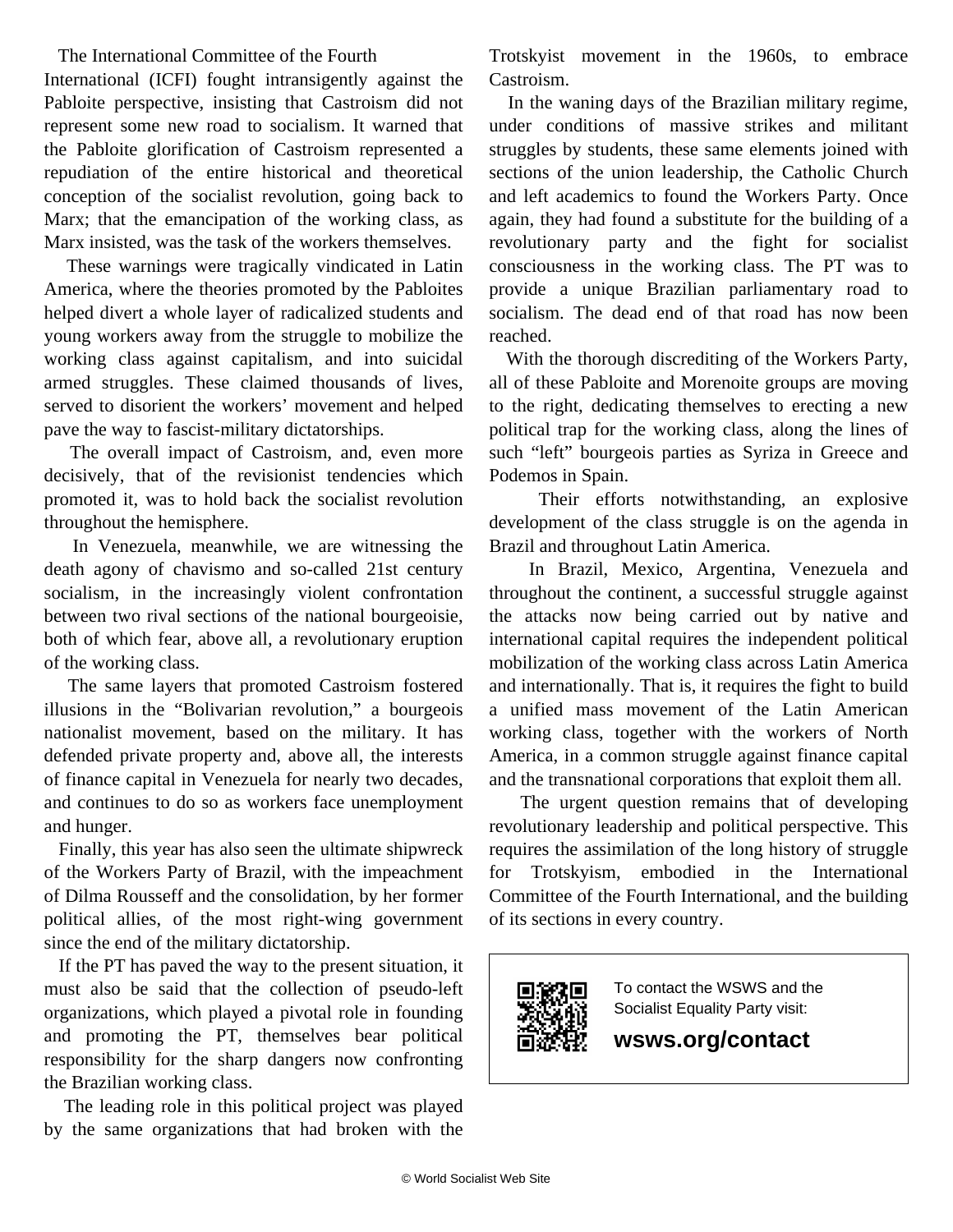The International Committee of the Fourth International (ICFI) fought intransigently against the Pabloite perspective, insisting that Castroism did not represent some new road to socialism. It warned that the Pabloite glorification of Castroism represented a repudiation of the entire historical and theoretical conception of the socialist revolution, going back to Marx; that the emancipation of the working class, as Marx insisted, was the task of the workers themselves.

These warnings were tragically vindicated in Latin America, where the theories promoted by the Pabloites helped divert a whole layer of radicalized students and young workers away from the struggle to mobilize the working class against capitalism, and into suicidal armed struggles. These claimed thousands of lives, served to disorient the workers' movement and helped pave the way to fascist-military dictatorships.

The overall impact of Castroism, and, even more decisively, that of the revisionist tendencies which promoted it, was to hold back the socialist revolution throughout the hemisphere.

In Venezuela, meanwhile, we are witnessing the death agony of chavismo and so-called 21st century socialism, in the increasingly violent confrontation between two rival sections of the national bourgeoisie, both of which fear, above all, a revolutionary eruption of the working class.

The same layers that promoted Castroism fostered illusions in the "Bolivarian revolution," a bourgeois nationalist movement, based on the military. It has defended private property and, above all, the interests of finance capital in Venezuela for nearly two decades, and continues to do so as workers face unemployment and hunger.

Finally, this year has also seen the ultimate shipwreck of the Workers Party of Brazil, with the impeachment of Dilma Rousseff and the consolidation, by her former political allies, of the most right-wing government since the end of the military dictatorship.

If the PT has paved the way to the present situation, it must also be said that the collection of pseudo-left organizations, which played a pivotal role in founding and promoting the PT, themselves bear political responsibility for the sharp dangers now confronting the Brazilian working class.

The leading role in this political project was played by the same organizations that had broken with the Trotskyist movement in the 1960s, to embrace Castroism.

In the waning days of the Brazilian military regime, under conditions of massive strikes and militant struggles by students, these same elements joined with sections of the union leadership, the Catholic Church and left academics to found the Workers Party. Once again, they had found a substitute for the building of a revolutionary party and the fight for socialist consciousness in the working class. The PT was to provide a unique Brazilian parliamentary road to socialism. The dead end of that road has now been reached.

With the thorough discrediting of the Workers Party, all of these Pabloite and Morenoite groups are moving to the right, dedicating themselves to erecting a new political trap for the working class, along the lines of such "left" bourgeois parties as Syriza in Greece and Podemos in Spain.

Their efforts notwithstanding, an explosive development of the class struggle is on the agenda in Brazil and throughout Latin America.

In Brazil, Mexico, Argentina, Venezuela and throughout the continent, a successful struggle against the attacks now being carried out by native and international capital requires the independent political mobilization of the working class across Latin America and internationally. That is, it requires the fight to build a unified mass movement of the Latin American working class, together with the workers of North America, in a common struggle against finance capital and the transnational corporations that exploit them all.

The urgent question remains that of developing revolutionary leadership and political perspective. This requires the assimilation of the long history of struggle for Trotskyism, embodied in the International Committee of the Fourth International, and the building of its sections in every country.

To contact the WSWS and the Socialist Equality Party visit:

**wsws.org/contact**